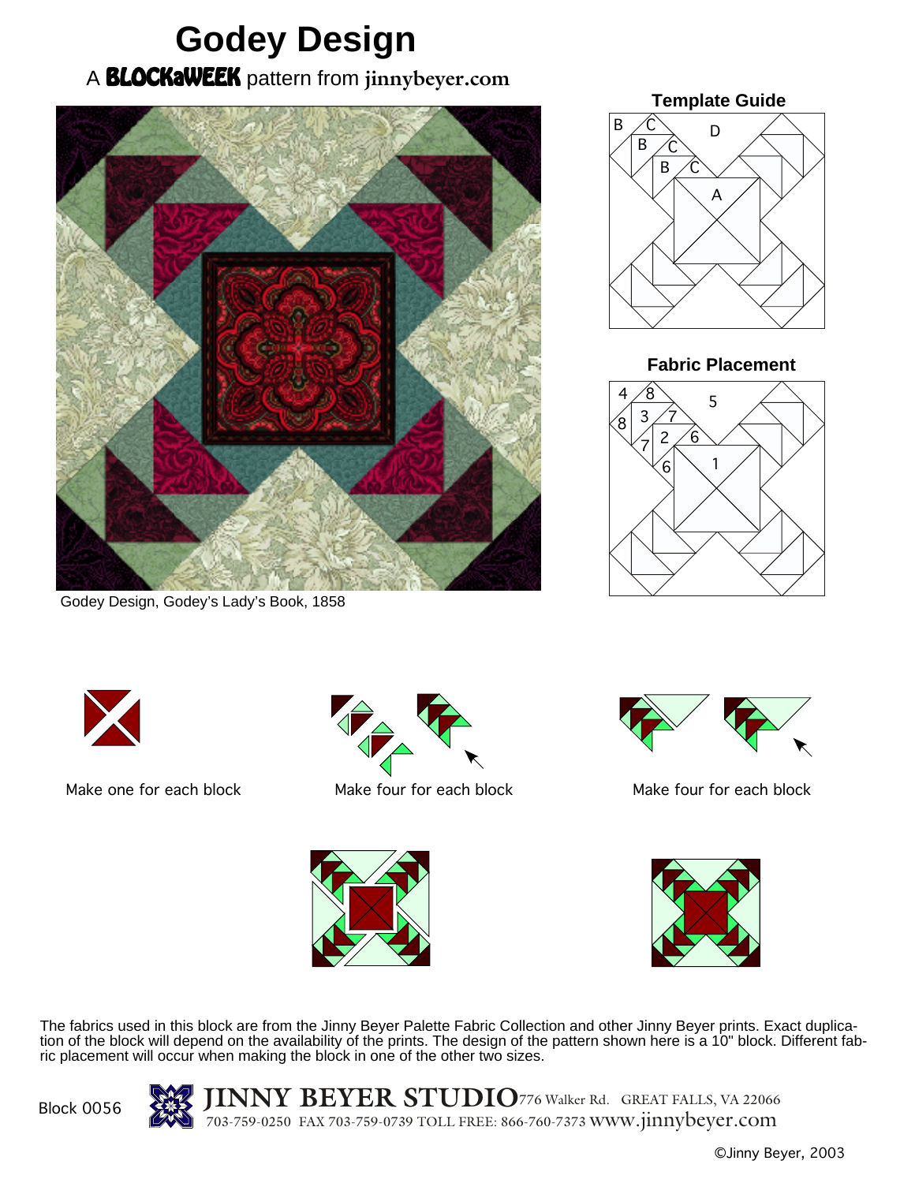# Godey Design

A **BLOCKaWEEK** pattern from **jinnybeyer.com**

Godey Design, Godey's Lady's Book, 1858

**Template Guide**

**Fabric Placement**

Make one for each block

Make four for each block

Make four for each block

The fabrics used in this block are from the Jinny Beyer Palette Fabric Collection and other Jinny Beyer prints. Exact duplication of the block will depend on the availability of the prints. The design of the pattern shown here is a 10" block. Different fabric placement will occur when making the block in one of the other two sizes.

Block 0056

**JINNY BEYER STUDIO** 776 Walker Rd. GREAT FALLS, VA 22066
703-759-0250 FAX 703-759-0739 TOLL FREE: 866-760-7373 www.jinnybeyer.com

©Jinny Beyer, 2003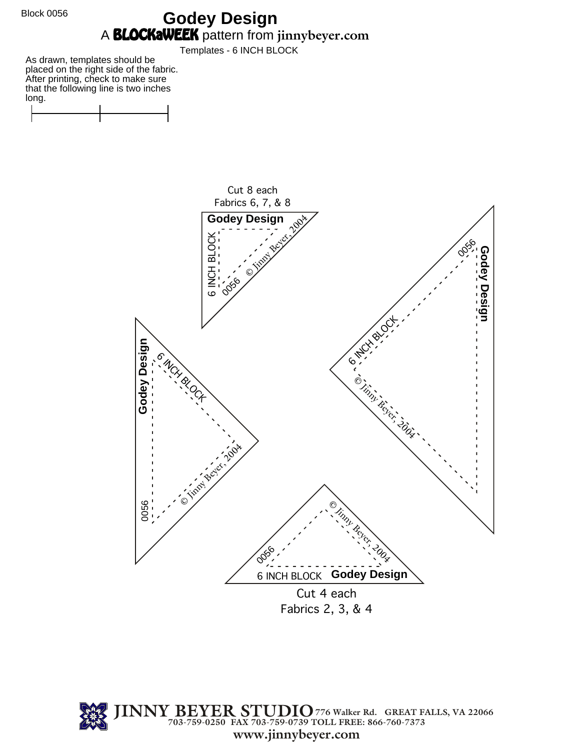Block 0056

# Godey Design

A **BLOCKaWEEK** pattern from **jinnybeyer.com**

Templates - 6 INCH BLOCK

As drawn, templates should be placed on the right side of the fabric. After printing, check to make sure that the following line is two inches long.

Cut 8 each
Fabrics 6, 7, & 8

**Godey Design**
6 INCH BLOCK
0056
© Jinny Beyer, 2004

**Godey Design**
6 INCH BLOCK
0056
© Jinny Beyer, 2004

**Godey Design**
6 INCH BLOCK
0056
© Jinny Beyer, 2004

**Godey Design**
6 INCH BLOCK
0056
© Jinny Beyer, 2004

Cut 4 each
Fabrics 2, 3, & 4

**JINNY BEYER STUDIO** 776 Walker Rd. GREAT FALLS, VA 22066
703-759-0250 FAX 703-759-0739 TOLL FREE: 866-760-7373
**www.jinnybeyer.com**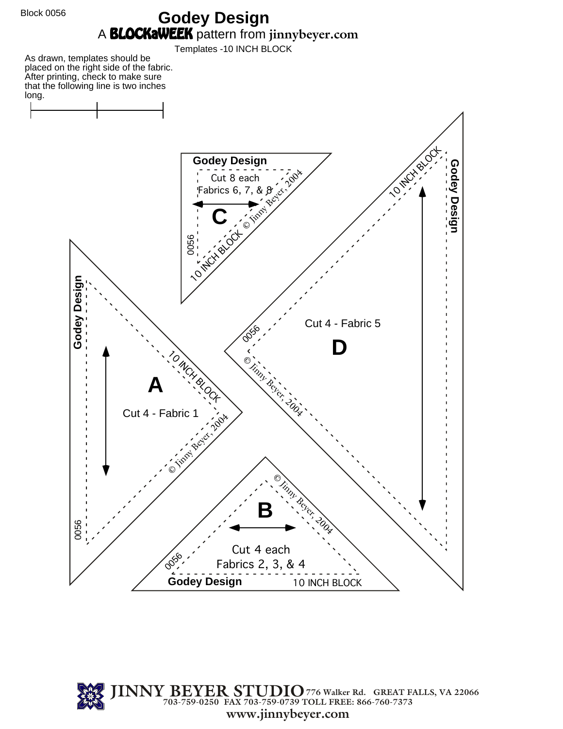Block 0056

# Godey Design

A **BLOCKaWEEK** pattern from **jinnybeyer.com**

Templates -10 INCH BLOCK

As drawn, templates should be placed on the right side of the fabric. After printing, check to make sure that the following line is two inches long.

**Godey Design**

Cut 8 each Fabrics 6, 7, & 8

**C**

0056

10 INCH BLOCK

© Jinny Beyer, 2004

**Godey Design**

Cut 4 - Fabric 5

**D**

0056

10 INCH BLOCK

© Jinny Beyer, 2004

**Godey Design**

**A**

Cut 4 - Fabric 1

0056

10 INCH BLOCK

© Jinny Beyer, 2004

**B**

Cut 4 each Fabrics 2, 3, & 4

**Godey Design**

0056

10 INCH BLOCK

© Jinny Beyer, 2004

**JINNY BEYER STUDIO** 776 Walker Rd. GREAT FALLS, VA 22066
703-759-0250 FAX 703-759-0739 TOLL FREE: 866-760-7373
**www.jinnybeyer.com**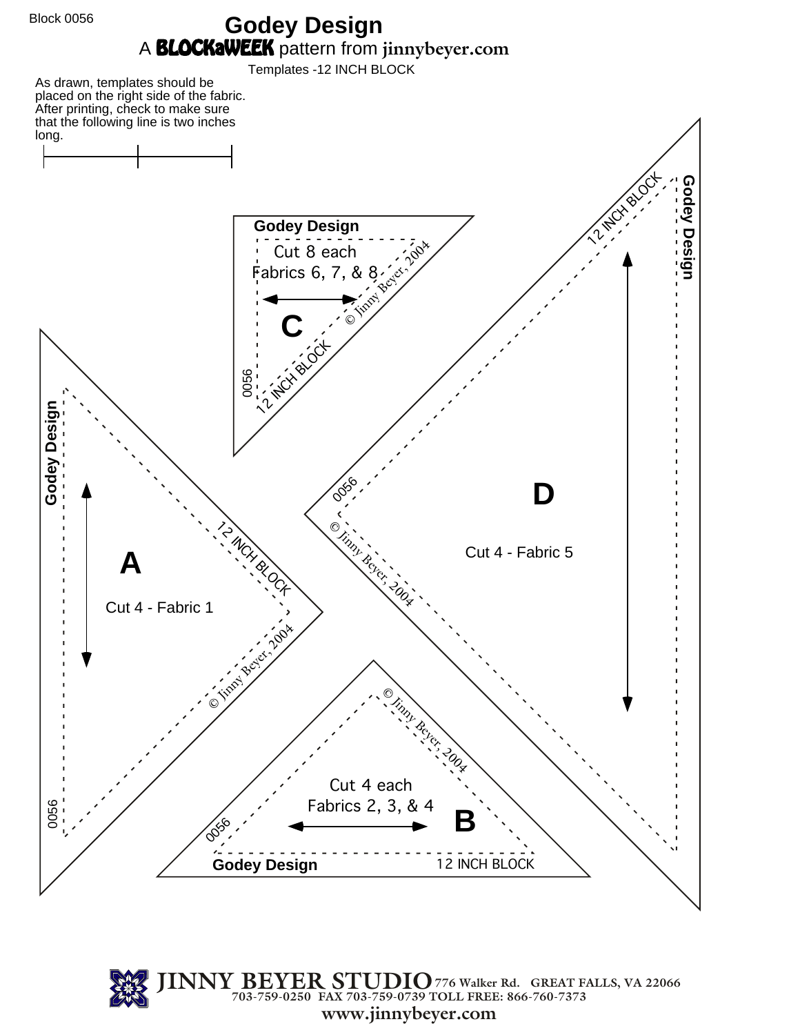Block 0056

# Godey Design

A BLOCKaWEEK pattern from jinnybeyer.com

Templates -12 INCH BLOCK

As drawn, templates should be placed on the right side of the fabric. After printing, check to make sure that the following line is two inches long.

**Godey Design**

Cut 8 each
Fabrics 6, 7, & 8

**C**

© Jinny Beyer, 2004

12 INCH BLOCK

0056

**Godey Design**

**A**

Cut 4 - Fabric 1

12 INCH BLOCK

© Jinny Beyer, 2004

0056

12 INCH BLOCK

**Godey Design**

**D**

Cut 4 - Fabric 5

0056

© Jinny Beyer, 2004

© Jinny Beyer, 2004

Cut 4 each
Fabrics 2, 3, & 4

**B**

0056

**Godey Design**

12 INCH BLOCK

JINNY BEYER STUDIO 776 Walker Rd. GREAT FALLS, VA 22066
703-759-0250 FAX 703-759-0739 TOLL FREE: 866-760-7373
www.jinnybeyer.com